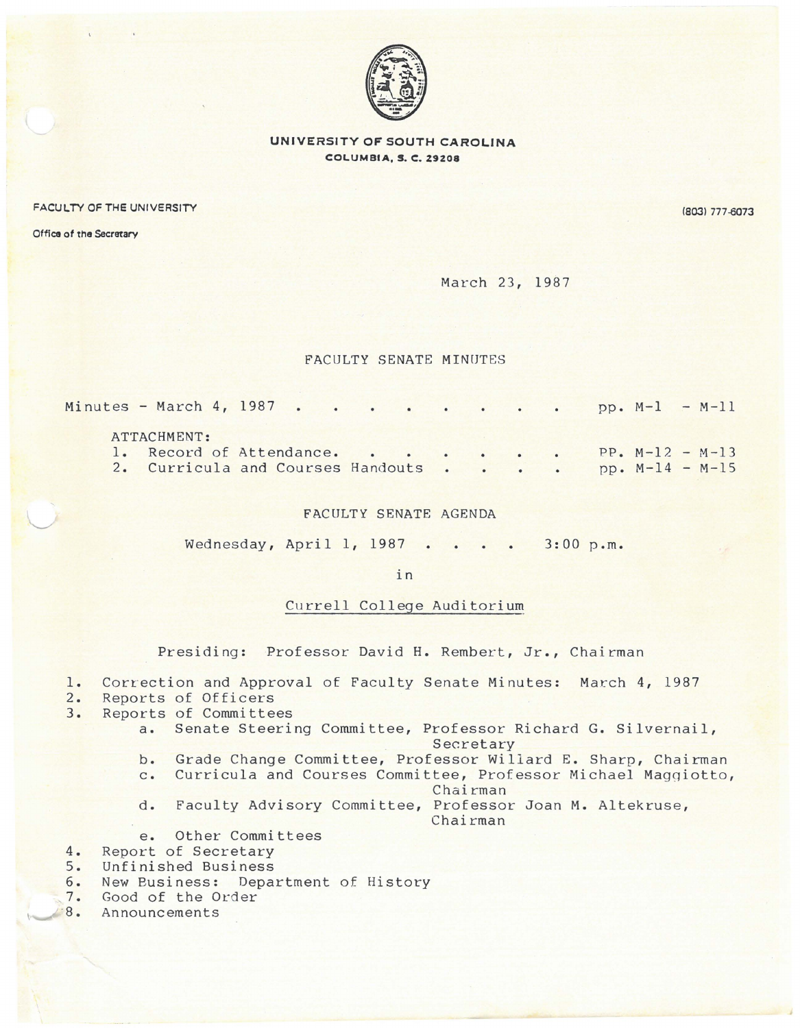**UNIVERSITY OF SOUTH CAROLINA**
**COLUMBIA, S. C. 29208**

FACULTY OF THE UNIVERSITY

Office of the Secretary

(803) 777-6073

March 23, 1987

## FACULTY SENATE MINUTES

Minutes - March 4, 1987 . . . . . . . . . . pp. M-1 - M-11

ATTACHMENT:

1. Record of Attendance. . . . . . . . PP. M-12 - M-13
2. Curricula and Courses Handouts . . . . pp. M-14 - M-15

## FACULTY SENATE AGENDA

Wednesday, April 1, 1987 . . . . 3:00 p.m.

in

Currell College Auditorium

Presiding: Professor David H. Rembert, Jr., Chairman

1. Correction and Approval of Faculty Senate Minutes: March 4, 1987
2. Reports of Officers
3. Reports of Committees
   - a. Senate Steering Committee, Professor Richard G. Silvernail, Secretary
   - b. Grade Change Committee, Professor Willard E. Sharp, Chairman
   - c. Curricula and Courses Committee, Professor Michael Maggiotto, Chairman
   - d. Faculty Advisory Committee, Professor Joan M. Altekruse, Chairman
   - e. Other Committees
4. Report of Secretary
5. Unfinished Business
6. New Business: Department of History
7. Good of the Order
8. Announcements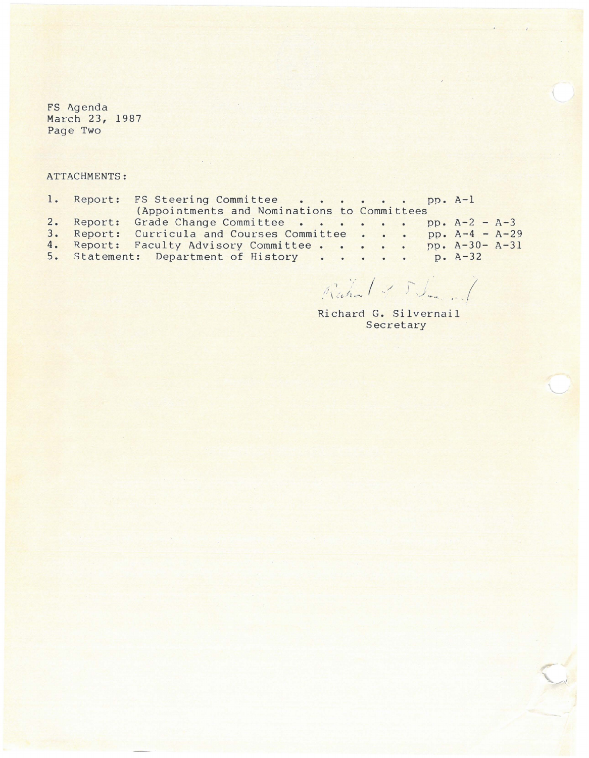FS Agenda
March 23, 1987
Page Two

ATTACHMENTS:

1. Report: FS Steering Committee . . . . . . . pp. A-1
   (Appointments and Nominations to Committees
2. Report: Grade Change Committee . . . . . . . pp. A-2 - A-3
3. Report: Curricula and Courses Committee . . . pp. A-4 - A-29
4. Report: Faculty Advisory Committee . . . . . . pp. A-30- A-31
5. Statement: Department of History . . . . . . p. A-32

Richard G. Silvernail
Secretary